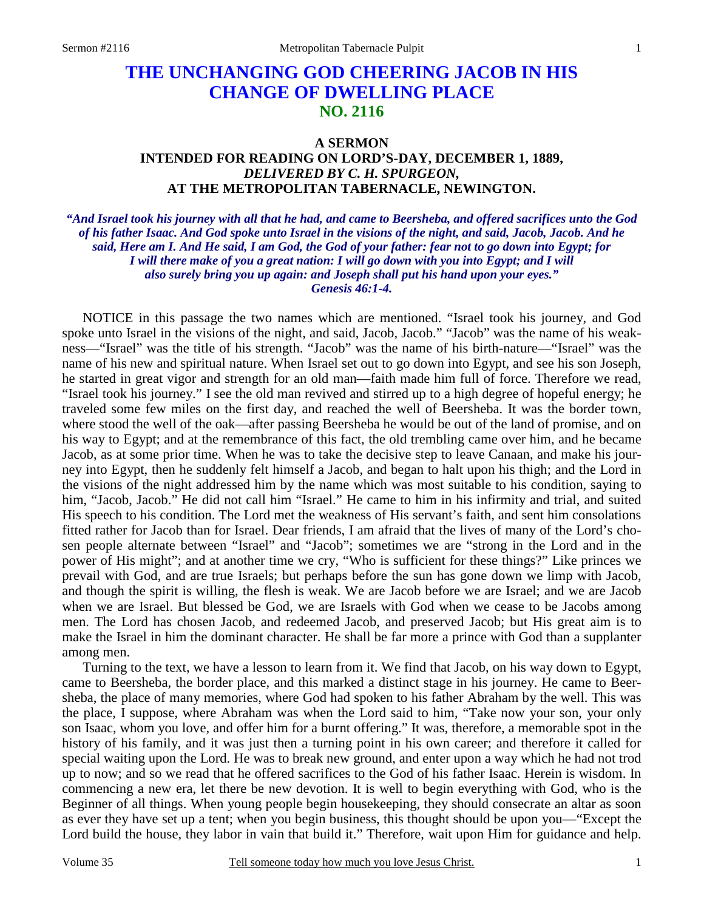# THE UNCHANGING GOD CHEERING JACOB IN HIS CHANGE OF DWELLING PLACE
## NO. 2116

### A SERMON
### INTENDED FOR READING ON LORD'S-DAY, DECEMBER 1, 1889,
### *DELIVERED BY C. H. SPURGEON,*
### AT THE METROPOLITAN TABERNACLE, NEWINGTON.

***"And Israel took his journey with all that he had, and came to Beersheba, and offered sacrifices unto the God of his father Isaac. And God spoke unto Israel in the visions of the night, and said, Jacob, Jacob. And he said, Here am I. And He said, I am God, the God of your father: fear not to go down into Egypt; for I will there make of you a great nation: I will go down with you into Egypt; and I will also surely bring you up again: and Joseph shall put his hand upon your eyes." Genesis 46:1-4.***

NOTICE in this passage the two names which are mentioned. "Israel took his journey, and God spoke unto Israel in the visions of the night, and said, Jacob, Jacob." "Jacob" was the name of his weakness—"Israel" was the title of his strength. "Jacob" was the name of his birth-nature—"Israel" was the name of his new and spiritual nature. When Israel set out to go down into Egypt, and see his son Joseph, he started in great vigor and strength for an old man—faith made him full of force. Therefore we read, "Israel took his journey." I see the old man revived and stirred up to a high degree of hopeful energy; he traveled some few miles on the first day, and reached the well of Beersheba. It was the border town, where stood the well of the oak—after passing Beersheba he would be out of the land of promise, and on his way to Egypt; and at the remembrance of this fact, the old trembling came over him, and he became Jacob, as at some prior time. When he was to take the decisive step to leave Canaan, and make his journey into Egypt, then he suddenly felt himself a Jacob, and began to halt upon his thigh; and the Lord in the visions of the night addressed him by the name which was most suitable to his condition, saying to him, "Jacob, Jacob." He did not call him "Israel." He came to him in his infirmity and trial, and suited His speech to his condition. The Lord met the weakness of His servant's faith, and sent him consolations fitted rather for Jacob than for Israel. Dear friends, I am afraid that the lives of many of the Lord's chosen people alternate between "Israel" and "Jacob"; sometimes we are "strong in the Lord and in the power of His might"; and at another time we cry, "Who is sufficient for these things?" Like princes we prevail with God, and are true Israels; but perhaps before the sun has gone down we limp with Jacob, and though the spirit is willing, the flesh is weak. We are Jacob before we are Israel; and we are Jacob when we are Israel. But blessed be God, we are Israels with God when we cease to be Jacobs among men. The Lord has chosen Jacob, and redeemed Jacob, and preserved Jacob; but His great aim is to make the Israel in him the dominant character. He shall be far more a prince with God than a supplanter among men.

Turning to the text, we have a lesson to learn from it. We find that Jacob, on his way down to Egypt, came to Beersheba, the border place, and this marked a distinct stage in his journey. He came to Beersheba, the place of many memories, where God had spoken to his father Abraham by the well. This was the place, I suppose, where Abraham was when the Lord said to him, "Take now your son, your only son Isaac, whom you love, and offer him for a burnt offering." It was, therefore, a memorable spot in the history of his family, and it was just then a turning point in his own career; and therefore it called for special waiting upon the Lord. He was to break new ground, and enter upon a way which he had not trod up to now; and so we read that he offered sacrifices to the God of his father Isaac. Herein is wisdom. In commencing a new era, let there be new devotion. It is well to begin everything with God, who is the Beginner of all things. When young people begin housekeeping, they should consecrate an altar as soon as ever they have set up a tent; when you begin business, this thought should be upon you—"Except the Lord build the house, they labor in vain that build it." Therefore, wait upon Him for guidance and help.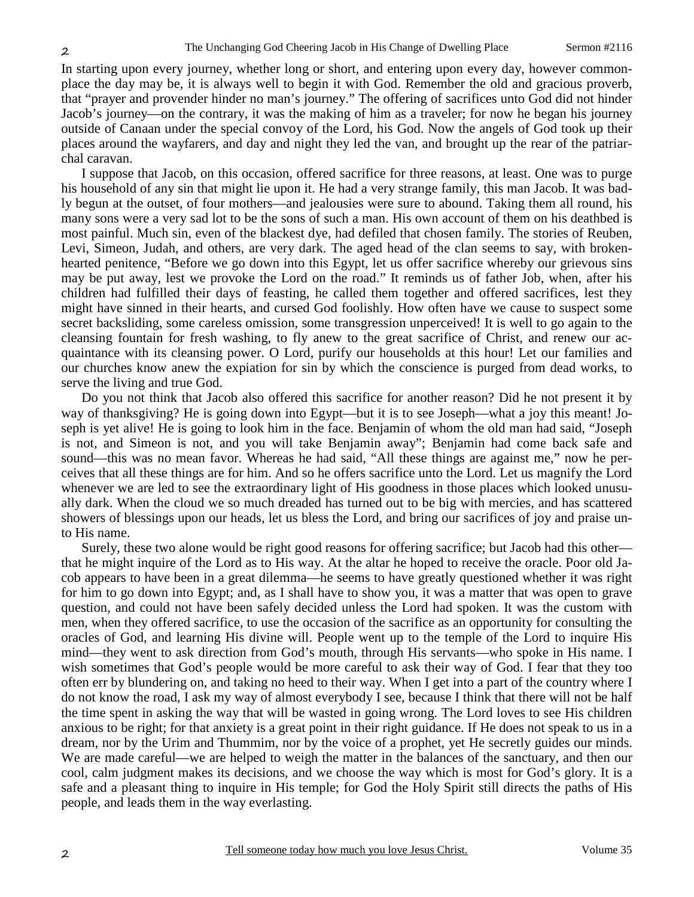In starting upon every journey, whether long or short, and entering upon every day, however commonplace the day may be, it is always well to begin it with God. Remember the old and gracious proverb, that "prayer and provender hinder no man's journey." The offering of sacrifices unto God did not hinder Jacob's journey—on the contrary, it was the making of him as a traveler; for now he began his journey outside of Canaan under the special convoy of the Lord, his God. Now the angels of God took up their places around the wayfarers, and day and night they led the van, and brought up the rear of the patriarchal caravan.

I suppose that Jacob, on this occasion, offered sacrifice for three reasons, at least. One was to purge his household of any sin that might lie upon it. He had a very strange family, this man Jacob. It was badly begun at the outset, of four mothers—and jealousies were sure to abound. Taking them all round, his many sons were a very sad lot to be the sons of such a man. His own account of them on his deathbed is most painful. Much sin, even of the blackest dye, had defiled that chosen family. The stories of Reuben, Levi, Simeon, Judah, and others, are very dark. The aged head of the clan seems to say, with broken-hearted penitence, "Before we go down into this Egypt, let us offer sacrifice whereby our grievous sins may be put away, lest we provoke the Lord on the road." It reminds us of father Job, when, after his children had fulfilled their days of feasting, he called them together and offered sacrifices, lest they might have sinned in their hearts, and cursed God foolishly. How often have we cause to suspect some secret backsliding, some careless omission, some transgression unperceived! It is well to go again to the cleansing fountain for fresh washing, to fly anew to the great sacrifice of Christ, and renew our acquaintance with its cleansing power. O Lord, purify our households at this hour! Let our families and our churches know anew the expiation for sin by which the conscience is purged from dead works, to serve the living and true God.

Do you not think that Jacob also offered this sacrifice for another reason? Did he not present it by way of thanksgiving? He is going down into Egypt—but it is to see Joseph—what a joy this meant! Joseph is yet alive! He is going to look him in the face. Benjamin of whom the old man had said, "Joseph is not, and Simeon is not, and you will take Benjamin away"; Benjamin had come back safe and sound—this was no mean favor. Whereas he had said, "All these things are against me," now he perceives that all these things are for him. And so he offers sacrifice unto the Lord. Let us magnify the Lord whenever we are led to see the extraordinary light of His goodness in those places which looked unusually dark. When the cloud we so much dreaded has turned out to be big with mercies, and has scattered showers of blessings upon our heads, let us bless the Lord, and bring our sacrifices of joy and praise unto His name.

Surely, these two alone would be right good reasons for offering sacrifice; but Jacob had this other—that he might inquire of the Lord as to His way. At the altar he hoped to receive the oracle. Poor old Jacob appears to have been in a great dilemma—he seems to have greatly questioned whether it was right for him to go down into Egypt; and, as I shall have to show you, it was a matter that was open to grave question, and could not have been safely decided unless the Lord had spoken. It was the custom with men, when they offered sacrifice, to use the occasion of the sacrifice as an opportunity for consulting the oracles of God, and learning His divine will. People went up to the temple of the Lord to inquire His mind—they went to ask direction from God's mouth, through His servants—who spoke in His name. I wish sometimes that God's people would be more careful to ask their way of God. I fear that they too often err by blundering on, and taking no heed to their way. When I get into a part of the country where I do not know the road, I ask my way of almost everybody I see, because I think that there will not be half the time spent in asking the way that will be wasted in going wrong. The Lord loves to see His children anxious to be right; for that anxiety is a great point in their right guidance. If He does not speak to us in a dream, nor by the Urim and Thummim, nor by the voice of a prophet, yet He secretly guides our minds. We are made careful—we are helped to weigh the matter in the balances of the sanctuary, and then our cool, calm judgment makes its decisions, and we choose the way which is most for God's glory. It is a safe and a pleasant thing to inquire in His temple; for God the Holy Spirit still directs the paths of His people, and leads them in the way everlasting.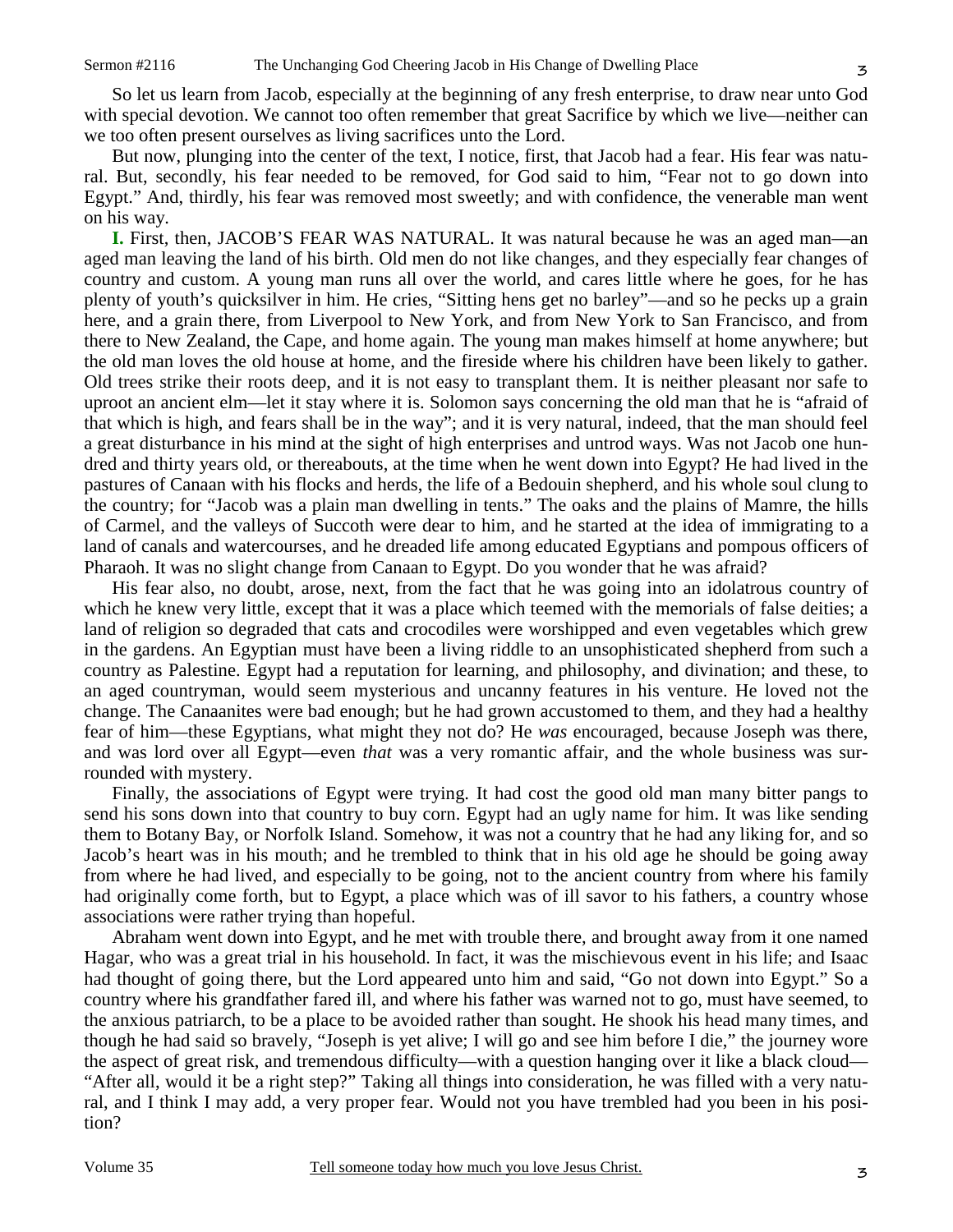So let us learn from Jacob, especially at the beginning of any fresh enterprise, to draw near unto God with special devotion. We cannot too often remember that great Sacrifice by which we live—neither can we too often present ourselves as living sacrifices unto the Lord.

But now, plunging into the center of the text, I notice, first, that Jacob had a fear. His fear was natural. But, secondly, his fear needed to be removed, for God said to him, "Fear not to go down into Egypt." And, thirdly, his fear was removed most sweetly; and with confidence, the venerable man went on his way.

**I.** First, then, JACOB'S FEAR WAS NATURAL. It was natural because he was an aged man—an aged man leaving the land of his birth. Old men do not like changes, and they especially fear changes of country and custom. A young man runs all over the world, and cares little where he goes, for he has plenty of youth's quicksilver in him. He cries, "Sitting hens get no barley"—and so he pecks up a grain here, and a grain there, from Liverpool to New York, and from New York to San Francisco, and from there to New Zealand, the Cape, and home again. The young man makes himself at home anywhere; but the old man loves the old house at home, and the fireside where his children have been likely to gather. Old trees strike their roots deep, and it is not easy to transplant them. It is neither pleasant nor safe to uproot an ancient elm—let it stay where it is. Solomon says concerning the old man that he is "afraid of that which is high, and fears shall be in the way"; and it is very natural, indeed, that the man should feel a great disturbance in his mind at the sight of high enterprises and untrod ways. Was not Jacob one hundred and thirty years old, or thereabouts, at the time when he went down into Egypt? He had lived in the pastures of Canaan with his flocks and herds, the life of a Bedouin shepherd, and his whole soul clung to the country; for "Jacob was a plain man dwelling in tents." The oaks and the plains of Mamre, the hills of Carmel, and the valleys of Succoth were dear to him, and he started at the idea of immigrating to a land of canals and watercourses, and he dreaded life among educated Egyptians and pompous officers of Pharaoh. It was no slight change from Canaan to Egypt. Do you wonder that he was afraid?

His fear also, no doubt, arose, next, from the fact that he was going into an idolatrous country of which he knew very little, except that it was a place which teemed with the memorials of false deities; a land of religion so degraded that cats and crocodiles were worshipped and even vegetables which grew in the gardens. An Egyptian must have been a living riddle to an unsophisticated shepherd from such a country as Palestine. Egypt had a reputation for learning, and philosophy, and divination; and these, to an aged countryman, would seem mysterious and uncanny features in his venture. He loved not the change. The Canaanites were bad enough; but he had grown accustomed to them, and they had a healthy fear of him—these Egyptians, what might they not do? He *was* encouraged, because Joseph was there, and was lord over all Egypt—even *that* was a very romantic affair, and the whole business was surrounded with mystery.

Finally, the associations of Egypt were trying. It had cost the good old man many bitter pangs to send his sons down into that country to buy corn. Egypt had an ugly name for him. It was like sending them to Botany Bay, or Norfolk Island. Somehow, it was not a country that he had any liking for, and so Jacob's heart was in his mouth; and he trembled to think that in his old age he should be going away from where he had lived, and especially to be going, not to the ancient country from where his family had originally come forth, but to Egypt, a place which was of ill savor to his fathers, a country whose associations were rather trying than hopeful.

Abraham went down into Egypt, and he met with trouble there, and brought away from it one named Hagar, who was a great trial in his household. In fact, it was the mischievous event in his life; and Isaac had thought of going there, but the Lord appeared unto him and said, "Go not down into Egypt." So a country where his grandfather fared ill, and where his father was warned not to go, must have seemed, to the anxious patriarch, to be a place to be avoided rather than sought. He shook his head many times, and though he had said so bravely, "Joseph is yet alive; I will go and see him before I die," the journey wore the aspect of great risk, and tremendous difficulty—with a question hanging over it like a black cloud—"After all, would it be a right step?" Taking all things into consideration, he was filled with a very natural, and I think I may add, a very proper fear. Would not you have trembled had you been in his position?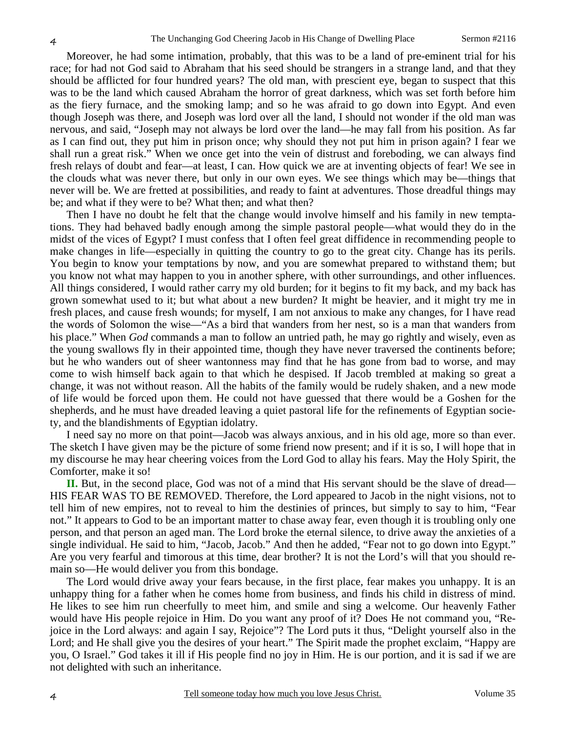Moreover, he had some intimation, probably, that this was to be a land of pre-eminent trial for his race; for had not God said to Abraham that his seed should be strangers in a strange land, and that they should be afflicted for four hundred years? The old man, with prescient eye, began to suspect that this was to be the land which caused Abraham the horror of great darkness, which was set forth before him as the fiery furnace, and the smoking lamp; and so he was afraid to go down into Egypt. And even though Joseph was there, and Joseph was lord over all the land, I should not wonder if the old man was nervous, and said, "Joseph may not always be lord over the land—he may fall from his position. As far as I can find out, they put him in prison once; why should they not put him in prison again? I fear we shall run a great risk." When we once get into the vein of distrust and foreboding, we can always find fresh relays of doubt and fear—at least, I can. How quick we are at inventing objects of fear! We see in the clouds what was never there, but only in our own eyes. We see things which may be—things that never will be. We are fretted at possibilities, and ready to faint at adventures. Those dreadful things may be; and what if they were to be? What then; and what then?

Then I have no doubt he felt that the change would involve himself and his family in new temptations. They had behaved badly enough among the simple pastoral people—what would they do in the midst of the vices of Egypt? I must confess that I often feel great diffidence in recommending people to make changes in life—especially in quitting the country to go to the great city. Change has its perils. You begin to know your temptations by now, and you are somewhat prepared to withstand them; but you know not what may happen to you in another sphere, with other surroundings, and other influences. All things considered, I would rather carry my old burden; for it begins to fit my back, and my back has grown somewhat used to it; but what about a new burden? It might be heavier, and it might try me in fresh places, and cause fresh wounds; for myself, I am not anxious to make any changes, for I have read the words of Solomon the wise—"As a bird that wanders from her nest, so is a man that wanders from his place." When *God* commands a man to follow an untried path, he may go rightly and wisely, even as the young swallows fly in their appointed time, though they have never traversed the continents before; but he who wanders out of sheer wantonness may find that he has gone from bad to worse, and may come to wish himself back again to that which he despised. If Jacob trembled at making so great a change, it was not without reason. All the habits of the family would be rudely shaken, and a new mode of life would be forced upon them. He could not have guessed that there would be a Goshen for the shepherds, and he must have dreaded leaving a quiet pastoral life for the refinements of Egyptian society, and the blandishments of Egyptian idolatry.

I need say no more on that point—Jacob was always anxious, and in his old age, more so than ever. The sketch I have given may be the picture of some friend now present; and if it is so, I will hope that in my discourse he may hear cheering voices from the Lord God to allay his fears. May the Holy Spirit, the Comforter, make it so!

**II.** But, in the second place, God was not of a mind that His servant should be the slave of dread—HIS FEAR WAS TO BE REMOVED. Therefore, the Lord appeared to Jacob in the night visions, not to tell him of new empires, not to reveal to him the destinies of princes, but simply to say to him, "Fear not." It appears to God to be an important matter to chase away fear, even though it is troubling only one person, and that person an aged man. The Lord broke the eternal silence, to drive away the anxieties of a single individual. He said to him, "Jacob, Jacob." And then he added, "Fear not to go down into Egypt." Are you very fearful and timorous at this time, dear brother? It is not the Lord's will that you should remain so—He would deliver you from this bondage.

The Lord would drive away your fears because, in the first place, fear makes you unhappy. It is an unhappy thing for a father when he comes home from business, and finds his child in distress of mind. He likes to see him run cheerfully to meet him, and smile and sing a welcome. Our heavenly Father would have His people rejoice in Him. Do you want any proof of it? Does He not command you, "Rejoice in the Lord always: and again I say, Rejoice"? The Lord puts it thus, "Delight yourself also in the Lord; and He shall give you the desires of your heart." The Spirit made the prophet exclaim, "Happy are you, O Israel." God takes it ill if His people find no joy in Him. He is our portion, and it is sad if we are not delighted with such an inheritance.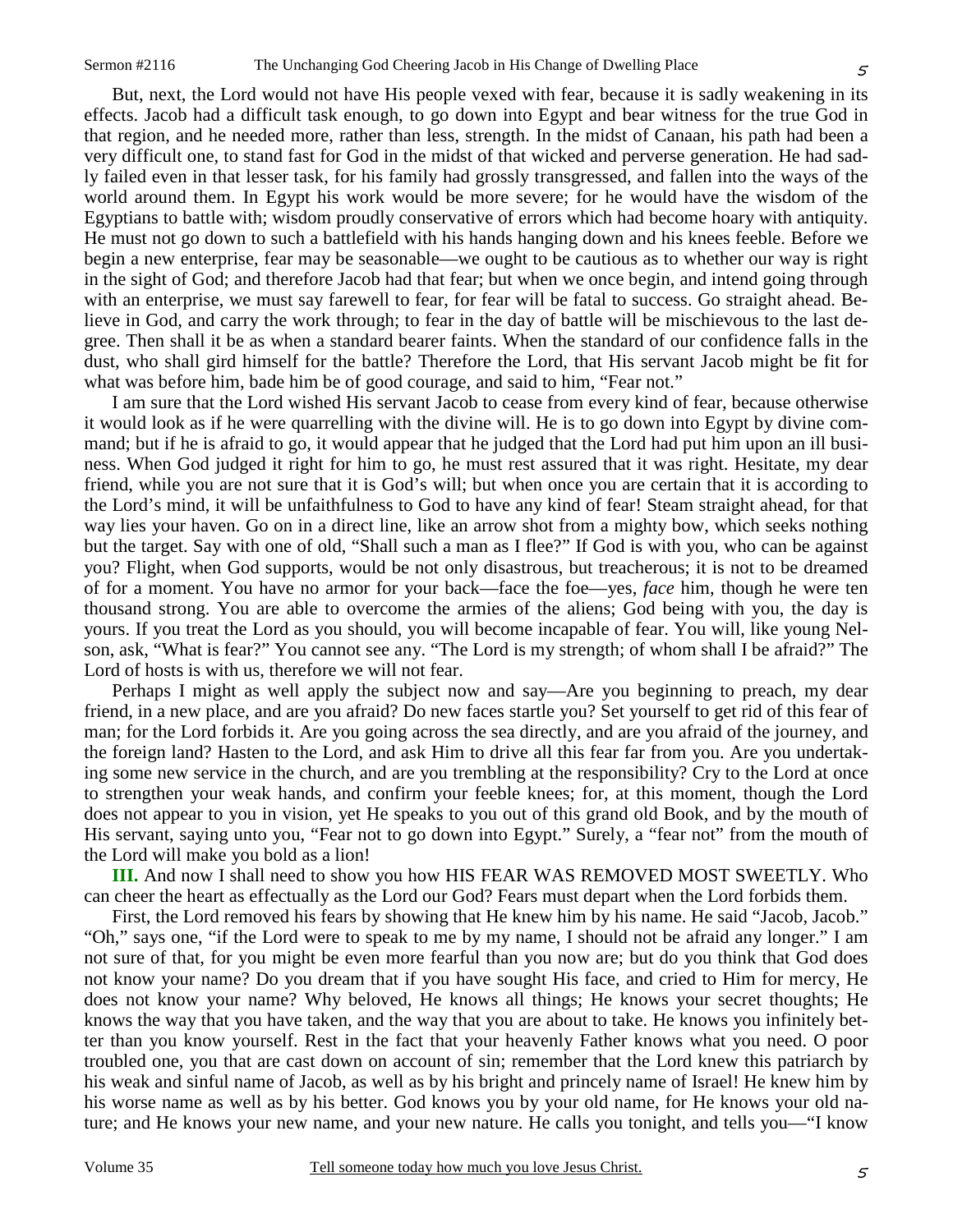But, next, the Lord would not have His people vexed with fear, because it is sadly weakening in its effects. Jacob had a difficult task enough, to go down into Egypt and bear witness for the true God in that region, and he needed more, rather than less, strength. In the midst of Canaan, his path had been a very difficult one, to stand fast for God in the midst of that wicked and perverse generation. He had sadly failed even in that lesser task, for his family had grossly transgressed, and fallen into the ways of the world around them. In Egypt his work would be more severe; for he would have the wisdom of the Egyptians to battle with; wisdom proudly conservative of errors which had become hoary with antiquity. He must not go down to such a battlefield with his hands hanging down and his knees feeble. Before we begin a new enterprise, fear may be seasonable—we ought to be cautious as to whether our way is right in the sight of God; and therefore Jacob had that fear; but when we once begin, and intend going through with an enterprise, we must say farewell to fear, for fear will be fatal to success. Go straight ahead. Believe in God, and carry the work through; to fear in the day of battle will be mischievous to the last degree. Then shall it be as when a standard bearer faints. When the standard of our confidence falls in the dust, who shall gird himself for the battle? Therefore the Lord, that His servant Jacob might be fit for what was before him, bade him be of good courage, and said to him, "Fear not."

I am sure that the Lord wished His servant Jacob to cease from every kind of fear, because otherwise it would look as if he were quarrelling with the divine will. He is to go down into Egypt by divine command; but if he is afraid to go, it would appear that he judged that the Lord had put him upon an ill business. When God judged it right for him to go, he must rest assured that it was right. Hesitate, my dear friend, while you are not sure that it is God's will; but when once you are certain that it is according to the Lord's mind, it will be unfaithfulness to God to have any kind of fear! Steam straight ahead, for that way lies your haven. Go on in a direct line, like an arrow shot from a mighty bow, which seeks nothing but the target. Say with one of old, "Shall such a man as I flee?" If God is with you, who can be against you? Flight, when God supports, would be not only disastrous, but treacherous; it is not to be dreamed of for a moment. You have no armor for your back—face the foe—yes, *face* him, though he were ten thousand strong. You are able to overcome the armies of the aliens; God being with you, the day is yours. If you treat the Lord as you should, you will become incapable of fear. You will, like young Nelson, ask, "What is fear?" You cannot see any. "The Lord is my strength; of whom shall I be afraid?" The Lord of hosts is with us, therefore we will not fear.

Perhaps I might as well apply the subject now and say—Are you beginning to preach, my dear friend, in a new place, and are you afraid? Do new faces startle you? Set yourself to get rid of this fear of man; for the Lord forbids it. Are you going across the sea directly, and are you afraid of the journey, and the foreign land? Hasten to the Lord, and ask Him to drive all this fear far from you. Are you undertaking some new service in the church, and are you trembling at the responsibility? Cry to the Lord at once to strengthen your weak hands, and confirm your feeble knees; for, at this moment, though the Lord does not appear to you in vision, yet He speaks to you out of this grand old Book, and by the mouth of His servant, saying unto you, "Fear not to go down into Egypt." Surely, a "fear not" from the mouth of the Lord will make you bold as a lion!

**III.** And now I shall need to show you how HIS FEAR WAS REMOVED MOST SWEETLY. Who can cheer the heart as effectually as the Lord our God? Fears must depart when the Lord forbids them.

First, the Lord removed his fears by showing that He knew him by his name. He said "Jacob, Jacob." "Oh," says one, "if the Lord were to speak to me by my name, I should not be afraid any longer." I am not sure of that, for you might be even more fearful than you now are; but do you think that God does not know your name? Do you dream that if you have sought His face, and cried to Him for mercy, He does not know your name? Why beloved, He knows all things; He knows your secret thoughts; He knows the way that you have taken, and the way that you are about to take. He knows you infinitely better than you know yourself. Rest in the fact that your heavenly Father knows what you need. O poor troubled one, you that are cast down on account of sin; remember that the Lord knew this patriarch by his weak and sinful name of Jacob, as well as by his bright and princely name of Israel! He knew him by his worse name as well as by his better. God knows you by your old name, for He knows your old nature; and He knows your new name, and your new nature. He calls you tonight, and tells you—"I know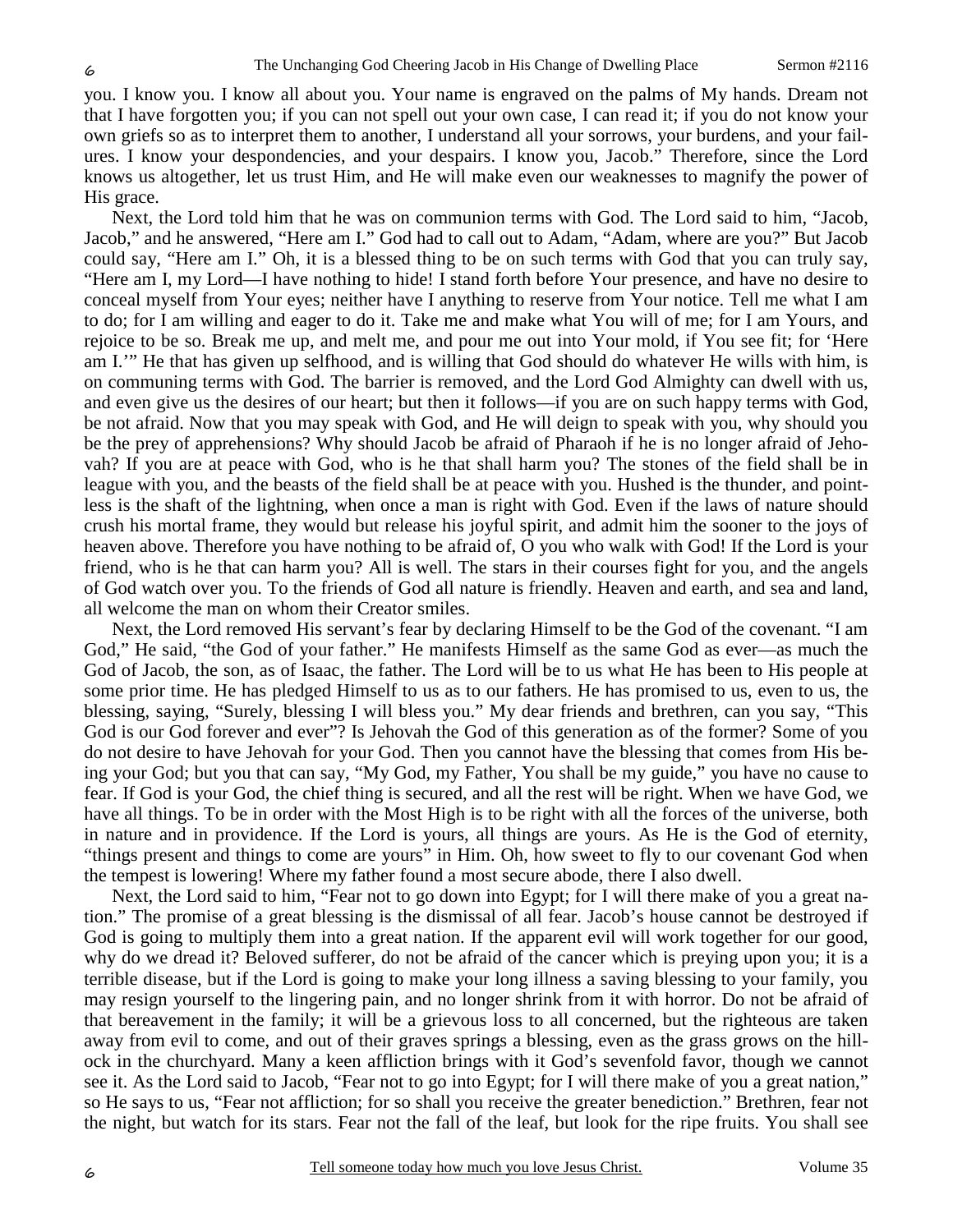you. I know you. I know all about you. Your name is engraved on the palms of My hands. Dream not that I have forgotten you; if you can not spell out your own case, I can read it; if you do not know your own griefs so as to interpret them to another, I understand all your sorrows, your burdens, and your failures. I know your despondencies, and your despairs. I know you, Jacob." Therefore, since the Lord knows us altogether, let us trust Him, and He will make even our weaknesses to magnify the power of His grace.

Next, the Lord told him that he was on communion terms with God. The Lord said to him, "Jacob, Jacob," and he answered, "Here am I." God had to call out to Adam, "Adam, where are you?" But Jacob could say, "Here am I." Oh, it is a blessed thing to be on such terms with God that you can truly say, "Here am I, my Lord—I have nothing to hide! I stand forth before Your presence, and have no desire to conceal myself from Your eyes; neither have I anything to reserve from Your notice. Tell me what I am to do; for I am willing and eager to do it. Take me and make what You will of me; for I am Yours, and rejoice to be so. Break me up, and melt me, and pour me out into Your mold, if You see fit; for 'Here am I.'" He that has given up selfhood, and is willing that God should do whatever He wills with him, is on communing terms with God. The barrier is removed, and the Lord God Almighty can dwell with us, and even give us the desires of our heart; but then it follows—if you are on such happy terms with God, be not afraid. Now that you may speak with God, and He will deign to speak with you, why should you be the prey of apprehensions? Why should Jacob be afraid of Pharaoh if he is no longer afraid of Jehovah? If you are at peace with God, who is he that shall harm you? The stones of the field shall be in league with you, and the beasts of the field shall be at peace with you. Hushed is the thunder, and pointless is the shaft of the lightning, when once a man is right with God. Even if the laws of nature should crush his mortal frame, they would but release his joyful spirit, and admit him the sooner to the joys of heaven above. Therefore you have nothing to be afraid of, O you who walk with God! If the Lord is your friend, who is he that can harm you? All is well. The stars in their courses fight for you, and the angels of God watch over you. To the friends of God all nature is friendly. Heaven and earth, and sea and land, all welcome the man on whom their Creator smiles.

Next, the Lord removed His servant's fear by declaring Himself to be the God of the covenant. "I am God," He said, "the God of your father." He manifests Himself as the same God as ever—as much the God of Jacob, the son, as of Isaac, the father. The Lord will be to us what He has been to His people at some prior time. He has pledged Himself to us as to our fathers. He has promised to us, even to us, the blessing, saying, "Surely, blessing I will bless you." My dear friends and brethren, can you say, "This God is our God forever and ever"? Is Jehovah the God of this generation as of the former? Some of you do not desire to have Jehovah for your God. Then you cannot have the blessing that comes from His being your God; but you that can say, "My God, my Father, You shall be my guide," you have no cause to fear. If God is your God, the chief thing is secured, and all the rest will be right. When we have God, we have all things. To be in order with the Most High is to be right with all the forces of the universe, both in nature and in providence. If the Lord is yours, all things are yours. As He is the God of eternity, "things present and things to come are yours" in Him. Oh, how sweet to fly to our covenant God when the tempest is lowering! Where my father found a most secure abode, there I also dwell.

Next, the Lord said to him, "Fear not to go down into Egypt; for I will there make of you a great nation." The promise of a great blessing is the dismissal of all fear. Jacob's house cannot be destroyed if God is going to multiply them into a great nation. If the apparent evil will work together for our good, why do we dread it? Beloved sufferer, do not be afraid of the cancer which is preying upon you; it is a terrible disease, but if the Lord is going to make your long illness a saving blessing to your family, you may resign yourself to the lingering pain, and no longer shrink from it with horror. Do not be afraid of that bereavement in the family; it will be a grievous loss to all concerned, but the righteous are taken away from evil to come, and out of their graves springs a blessing, even as the grass grows on the hillock in the churchyard. Many a keen affliction brings with it God's sevenfold favor, though we cannot see it. As the Lord said to Jacob, "Fear not to go into Egypt; for I will there make of you a great nation," so He says to us, "Fear not affliction; for so shall you receive the greater benediction." Brethren, fear not the night, but watch for its stars. Fear not the fall of the leaf, but look for the ripe fruits. You shall see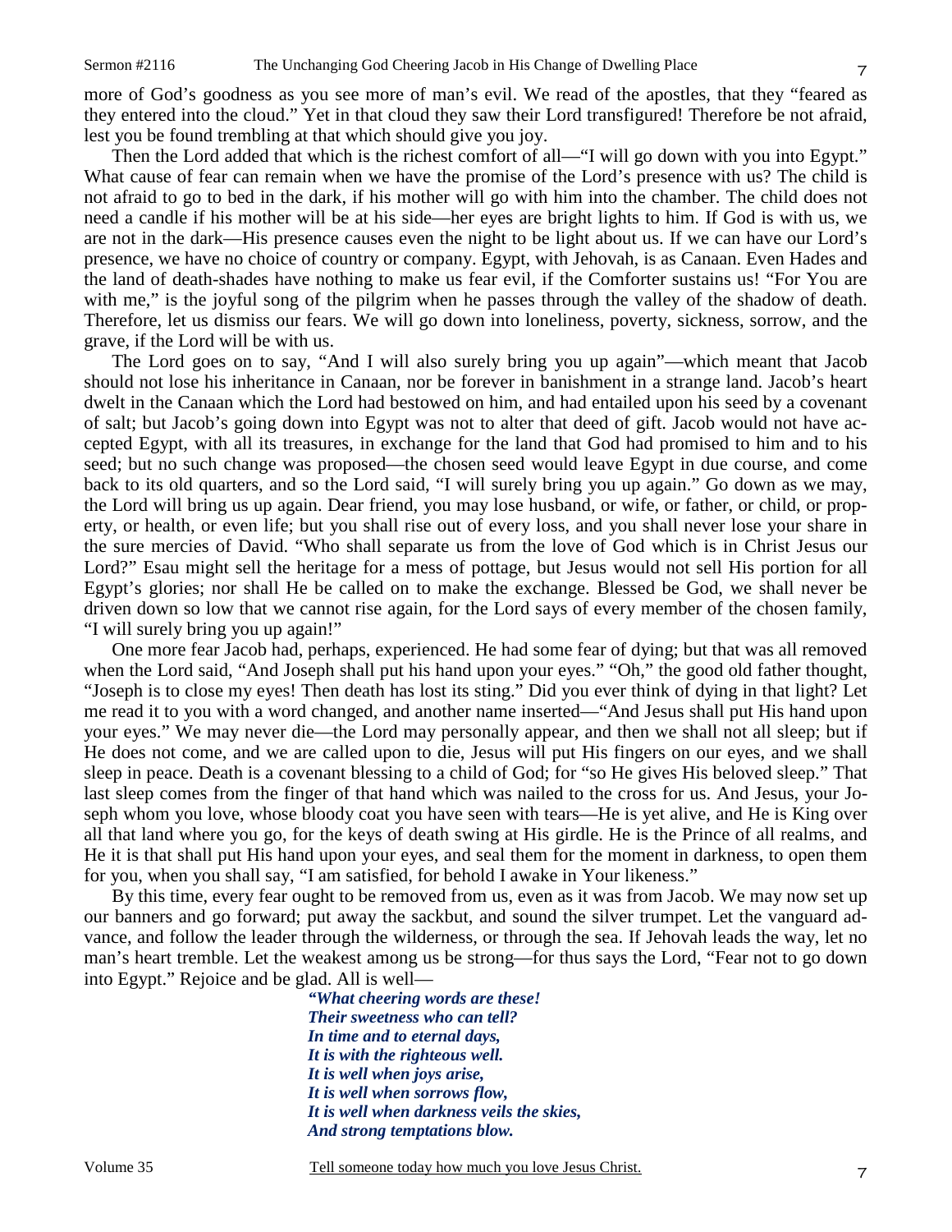more of God's goodness as you see more of man's evil. We read of the apostles, that they "feared as they entered into the cloud." Yet in that cloud they saw their Lord transfigured! Therefore be not afraid, lest you be found trembling at that which should give you joy.

Then the Lord added that which is the richest comfort of all—"I will go down with you into Egypt." What cause of fear can remain when we have the promise of the Lord's presence with us? The child is not afraid to go to bed in the dark, if his mother will go with him into the chamber. The child does not need a candle if his mother will be at his side—her eyes are bright lights to him. If God is with us, we are not in the dark—His presence causes even the night to be light about us. If we can have our Lord's presence, we have no choice of country or company. Egypt, with Jehovah, is as Canaan. Even Hades and the land of death-shades have nothing to make us fear evil, if the Comforter sustains us! "For You are with me," is the joyful song of the pilgrim when he passes through the valley of the shadow of death. Therefore, let us dismiss our fears. We will go down into loneliness, poverty, sickness, sorrow, and the grave, if the Lord will be with us.

The Lord goes on to say, "And I will also surely bring you up again"—which meant that Jacob should not lose his inheritance in Canaan, nor be forever in banishment in a strange land. Jacob's heart dwelt in the Canaan which the Lord had bestowed on him, and had entailed upon his seed by a covenant of salt; but Jacob's going down into Egypt was not to alter that deed of gift. Jacob would not have accepted Egypt, with all its treasures, in exchange for the land that God had promised to him and to his seed; but no such change was proposed—the chosen seed would leave Egypt in due course, and come back to its old quarters, and so the Lord said, "I will surely bring you up again." Go down as we may, the Lord will bring us up again. Dear friend, you may lose husband, or wife, or father, or child, or property, or health, or even life; but you shall rise out of every loss, and you shall never lose your share in the sure mercies of David. "Who shall separate us from the love of God which is in Christ Jesus our Lord?" Esau might sell the heritage for a mess of pottage, but Jesus would not sell His portion for all Egypt's glories; nor shall He be called on to make the exchange. Blessed be God, we shall never be driven down so low that we cannot rise again, for the Lord says of every member of the chosen family, "I will surely bring you up again!"

One more fear Jacob had, perhaps, experienced. He had some fear of dying; but that was all removed when the Lord said, "And Joseph shall put his hand upon your eyes." "Oh," the good old father thought, "Joseph is to close my eyes! Then death has lost its sting." Did you ever think of dying in that light? Let me read it to you with a word changed, and another name inserted—"And Jesus shall put His hand upon your eyes." We may never die—the Lord may personally appear, and then we shall not all sleep; but if He does not come, and we are called upon to die, Jesus will put His fingers on our eyes, and we shall sleep in peace. Death is a covenant blessing to a child of God; for "so He gives His beloved sleep." That last sleep comes from the finger of that hand which was nailed to the cross for us. And Jesus, your Joseph whom you love, whose bloody coat you have seen with tears—He is yet alive, and He is King over all that land where you go, for the keys of death swing at His girdle. He is the Prince of all realms, and He it is that shall put His hand upon your eyes, and seal them for the moment in darkness, to open them for you, when you shall say, "I am satisfied, for behold I awake in Your likeness."

By this time, every fear ought to be removed from us, even as it was from Jacob. We may now set up our banners and go forward; put away the sackbut, and sound the silver trumpet. Let the vanguard advance, and follow the leader through the wilderness, or through the sea. If Jehovah leads the way, let no man's heart tremble. Let the weakest among us be strong—for thus says the Lord, "Fear not to go down into Egypt." Rejoice and be glad. All is well—

> ***"What cheering words are these!***
> ***Their sweetness who can tell?***
> ***In time and to eternal days,***
> ***It is with the righteous well.***
> ***It is well when joys arise,***
> ***It is well when sorrows flow,***
> ***It is well when darkness veils the skies,***
> ***And strong temptations blow.***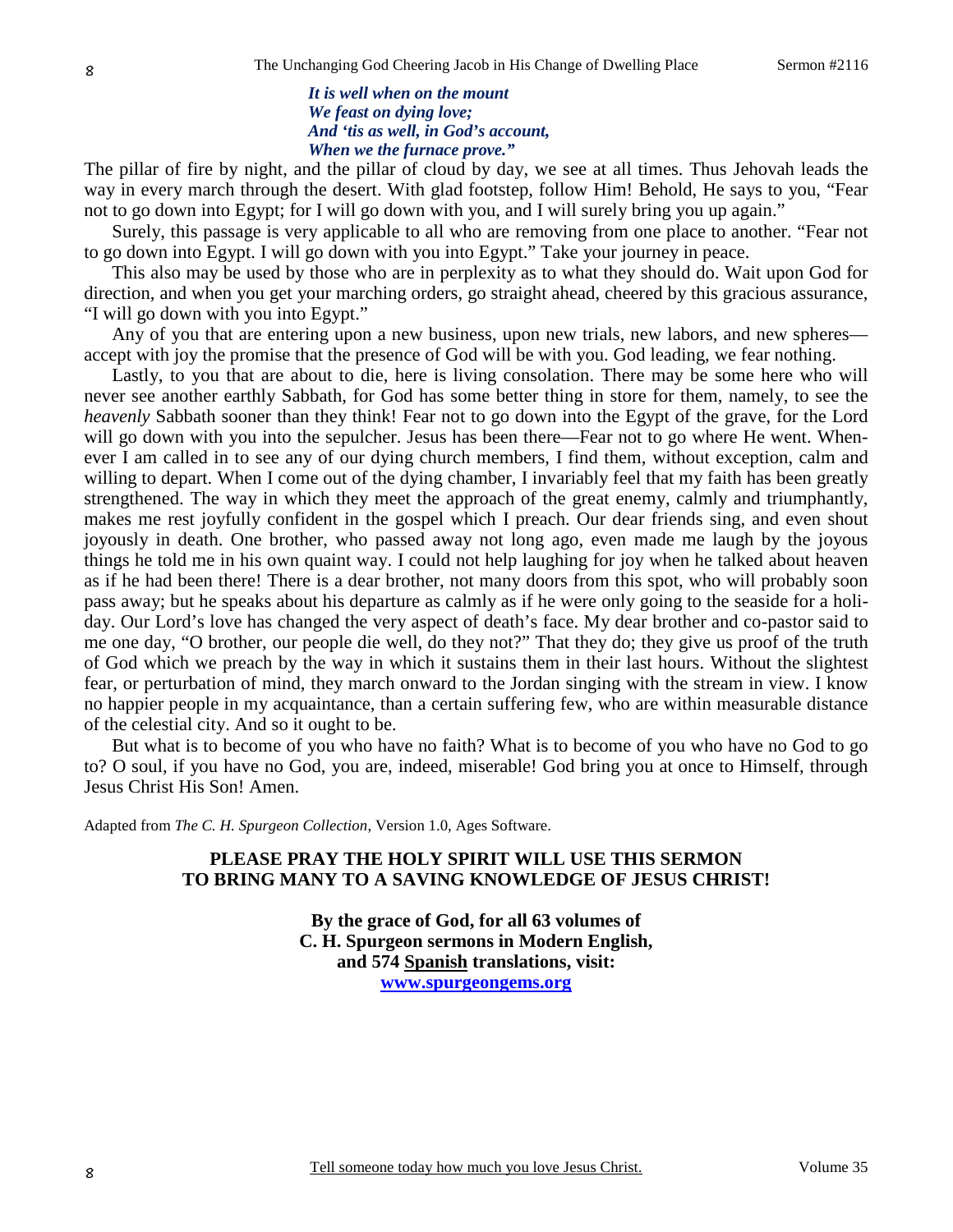*It is well when on the mount*
*We feast on dying love;*
*And 'tis as well, in God's account,*
*When we the furnace prove."*

The pillar of fire by night, and the pillar of cloud by day, we see at all times. Thus Jehovah leads the way in every march through the desert. With glad footstep, follow Him! Behold, He says to you, "Fear not to go down into Egypt; for I will go down with you, and I will surely bring you up again."

Surely, this passage is very applicable to all who are removing from one place to another. "Fear not to go down into Egypt. I will go down with you into Egypt." Take your journey in peace.

This also may be used by those who are in perplexity as to what they should do. Wait upon God for direction, and when you get your marching orders, go straight ahead, cheered by this gracious assurance, "I will go down with you into Egypt."

Any of you that are entering upon a new business, upon new trials, new labors, and new spheres—accept with joy the promise that the presence of God will be with you. God leading, we fear nothing.

Lastly, to you that are about to die, here is living consolation. There may be some here who will never see another earthly Sabbath, for God has some better thing in store for them, namely, to see the *heavenly* Sabbath sooner than they think! Fear not to go down into the Egypt of the grave, for the Lord will go down with you into the sepulcher. Jesus has been there—Fear not to go where He went. Whenever I am called in to see any of our dying church members, I find them, without exception, calm and willing to depart. When I come out of the dying chamber, I invariably feel that my faith has been greatly strengthened. The way in which they meet the approach of the great enemy, calmly and triumphantly, makes me rest joyfully confident in the gospel which I preach. Our dear friends sing, and even shout joyously in death. One brother, who passed away not long ago, even made me laugh by the joyous things he told me in his own quaint way. I could not help laughing for joy when he talked about heaven as if he had been there! There is a dear brother, not many doors from this spot, who will probably soon pass away; but he speaks about his departure as calmly as if he were only going to the seaside for a holiday. Our Lord's love has changed the very aspect of death's face. My dear brother and co-pastor said to me one day, "O brother, our people die well, do they not?" That they do; they give us proof of the truth of God which we preach by the way in which it sustains them in their last hours. Without the slightest fear, or perturbation of mind, they march onward to the Jordan singing with the stream in view. I know no happier people in my acquaintance, than a certain suffering few, who are within measurable distance of the celestial city. And so it ought to be.

But what is to become of you who have no faith? What is to become of you who have no God to go to? O soul, if you have no God, you are, indeed, miserable! God bring you at once to Himself, through Jesus Christ His Son! Amen.

Adapted from *The C. H. Spurgeon Collection*, Version 1.0, Ages Software.

**PLEASE PRAY THE HOLY SPIRIT WILL USE THIS SERMON TO BRING MANY TO A SAVING KNOWLEDGE OF JESUS CHRIST!**

**By the grace of God, for all 63 volumes of C. H. Spurgeon sermons in Modern English, and 574 Spanish translations, visit: www.spurgeongems.org**